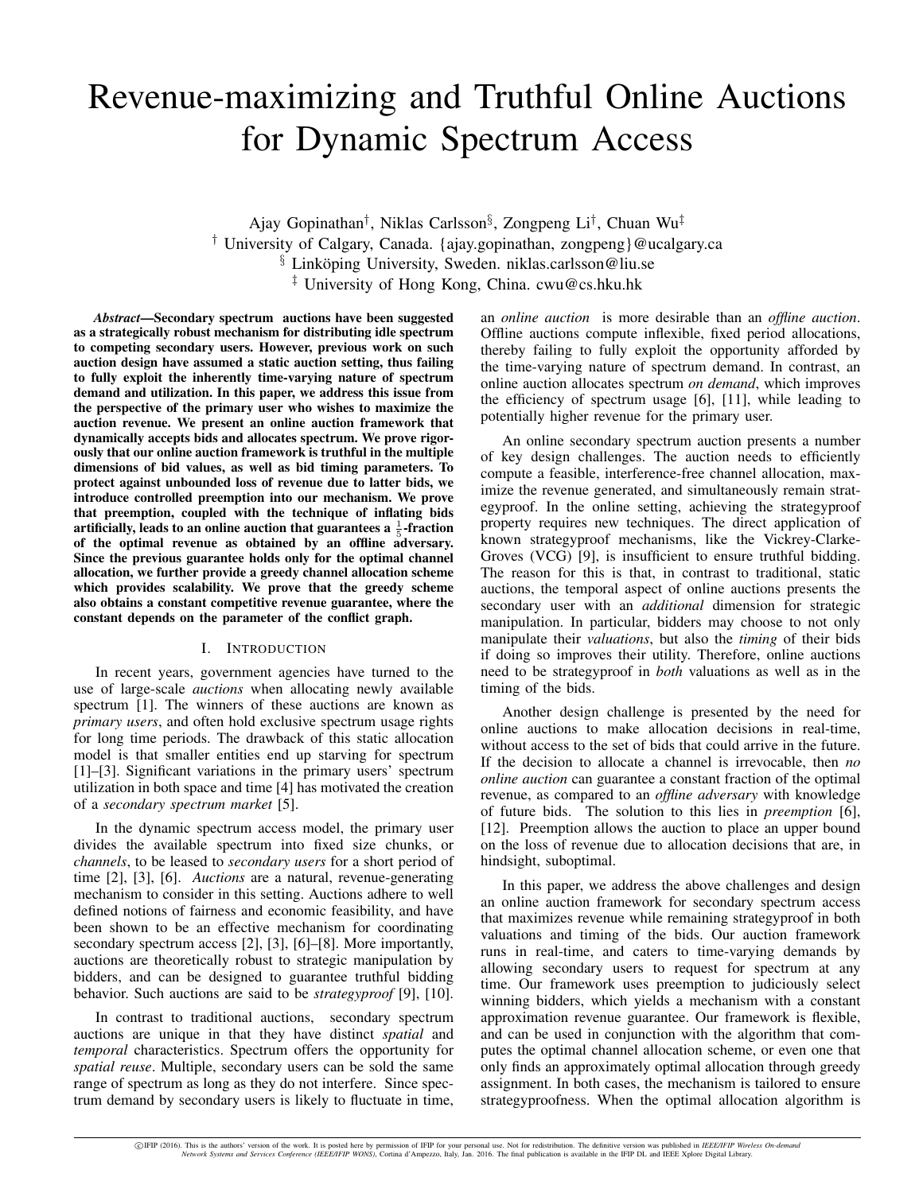# Revenue-maximizing and Truthful Online Auctions for Dynamic Spectrum Access

Ajay Gopinathan[†], Niklas Carlsson[§], Zongpeng Li[†], Chuan Wu[‡]

[†] University of Calgary, Canada. {ajay.gopinathan, zongpeng}@ucalgary.ca

[§] Linköping University, Sweden. niklas.carlsson@liu.se

[‡] University of Hong Kong, China. cwu@cs.hku.hk

***Abstract*—Secondary spectrum auctions have been suggested as a strategically robust mechanism for distributing idle spectrum to competing secondary users. However, previous work on such auction design have assumed a static auction setting, thus failing to fully exploit the inherently time-varying nature of spectrum demand and utilization. In this paper, we address this issue from the perspective of the primary user who wishes to maximize the auction revenue. We present an online auction framework that dynamically accepts bids and allocates spectrum. We prove rigorously that our online auction framework is truthful in the multiple dimensions of bid values, as well as bid timing parameters. To protect against unbounded loss of revenue due to latter bids, we introduce controlled preemption into our mechanism. We prove that preemption, coupled with the technique of inflating bids artificially, leads to an online auction that guarantees a $\frac{1}{5}$-fraction of the optimal revenue as obtained by an offline adversary. Since the previous guarantee holds only for the optimal channel allocation, we further provide a greedy channel allocation scheme which provides scalability. We prove that the greedy scheme also obtains a constant competitive revenue guarantee, where the constant depends on the parameter of the conflict graph.**

## I. Introduction

In recent years, government agencies have turned to the use of large-scale *auctions* when allocating newly available spectrum [1]. The winners of these auctions are known as *primary users*, and often hold exclusive spectrum usage rights for long time periods. The drawback of this static allocation model is that smaller entities end up starving for spectrum [1]–[3]. Significant variations in the primary users' spectrum utilization in both space and time [4] has motivated the creation of a *secondary spectrum market* [5].

In the dynamic spectrum access model, the primary user divides the available spectrum into fixed size chunks, or *channels*, to be leased to *secondary users* for a short period of time [2], [3], [6]. *Auctions* are a natural, revenue-generating mechanism to consider in this setting. Auctions adhere to well defined notions of fairness and economic feasibility, and have been shown to be an effective mechanism for coordinating secondary spectrum access [2], [3], [6]–[8]. More importantly, auctions are theoretically robust to strategic manipulation by bidders, and can be designed to guarantee truthful bidding behavior. Such auctions are said to be *strategyproof* [9], [10].

In contrast to traditional auctions, secondary spectrum auctions are unique in that they have distinct *spatial* and *temporal* characteristics. Spectrum offers the opportunity for *spatial reuse*. Multiple, secondary users can be sold the same range of spectrum as long as they do not interfere. Since spectrum demand by secondary users is likely to fluctuate in time, an *online auction* is more desirable than an *offline auction*. Offline auctions compute inflexible, fixed period allocations, thereby failing to fully exploit the opportunity afforded by the time-varying nature of spectrum demand. In contrast, an online auction allocates spectrum *on demand*, which improves the efficiency of spectrum usage [6], [11], while leading to potentially higher revenue for the primary user.

An online secondary spectrum auction presents a number of key design challenges. The auction needs to efficiently compute a feasible, interference-free channel allocation, maximize the revenue generated, and simultaneously remain strategyproof. In the online setting, achieving the strategyproof property requires new techniques. The direct application of known strategyproof mechanisms, like the Vickrey-Clarke-Groves (VCG) [9], is insufficient to ensure truthful bidding. The reason for this is that, in contrast to traditional, static auctions, the temporal aspect of online auctions presents the secondary user with an *additional* dimension for strategic manipulation. In particular, bidders may choose to not only manipulate their *valuations*, but also the *timing* of their bids if doing so improves their utility. Therefore, online auctions need to be strategyproof in *both* valuations as well as in the timing of the bids.

Another design challenge is presented by the need for online auctions to make allocation decisions in real-time, without access to the set of bids that could arrive in the future. If the decision to allocate a channel is irrevocable, then *no online auction* can guarantee a constant fraction of the optimal revenue, as compared to an *offline adversary* with knowledge of future bids. The solution to this lies in *preemption* [6], [12]. Preemption allows the auction to place an upper bound on the loss of revenue due to allocation decisions that are, in hindsight, suboptimal.

In this paper, we address the above challenges and design an online auction framework for secondary spectrum access that maximizes revenue while remaining strategyproof in both valuations and timing of the bids. Our auction framework runs in real-time, and caters to time-varying demands by allowing secondary users to request for spectrum at any time. Our framework uses preemption to judiciously select winning bidders, which yields a mechanism with a constant approximation revenue guarantee. Our framework is flexible, and can be used in conjunction with the algorithm that computes the optimal channel allocation scheme, or even one that only finds an approximately optimal allocation through greedy assignment. In both cases, the mechanism is tailored to ensure strategyproofness. When the optimal allocation algorithm is

©IFIP (2016). This is the authors' version of the work. It is posted here by permission of IFIP for your personal use. Not for redistribution. The definitive version was published in *IEEE/IFIP Wireless On-demand Network Systems and Services Conference (IEEE/IFIP WONS)*, Cortina d'Ampezzo, Italy, Jan. 2016. The final publication is available in the IFIP DL and IEEE Xplore Digital Library.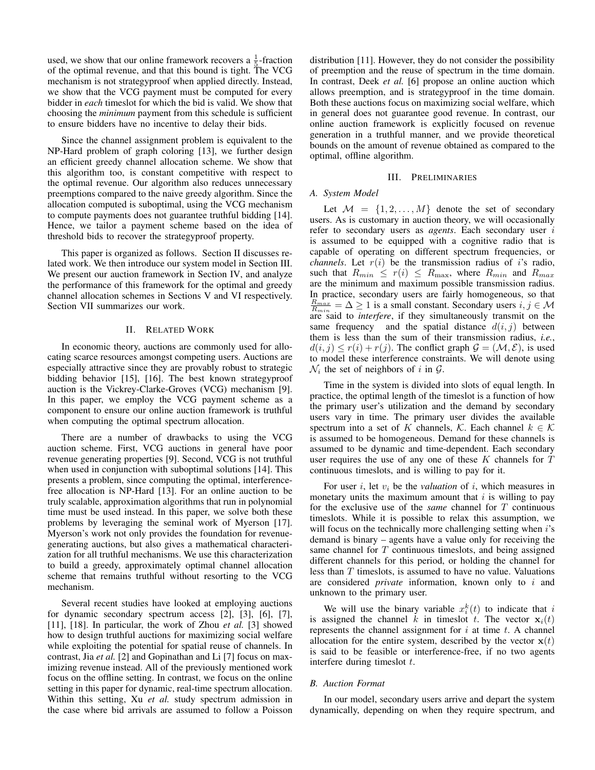used, we show that our online framework recovers a $\frac{1}{5}$-fraction of the optimal revenue, and that this bound is tight. The VCG mechanism is not strategyproof when applied directly. Instead, we show that the VCG payment must be computed for every bidder in *each* timeslot for which the bid is valid. We show that choosing the *minimum* payment from this schedule is sufficient to ensure bidders have no incentive to delay their bids.

Since the channel assignment problem is equivalent to the NP-Hard problem of graph coloring [13], we further design an efficient greedy channel allocation scheme. We show that this algorithm too, is constant competitive with respect to the optimal revenue. Our algorithm also reduces unnecessary preemptions compared to the naive greedy algorithm. Since the allocation computed is suboptimal, using the VCG mechanism to compute payments does not guarantee truthful bidding [14]. Hence, we tailor a payment scheme based on the idea of threshold bids to recover the strategyproof property.

This paper is organized as follows. Section II discusses related work. We then introduce our system model in Section III. We present our auction framework in Section IV, and analyze the performance of this framework for the optimal and greedy channel allocation schemes in Sections V and VI respectively. Section VII summarizes our work.

## II. Related Work

In economic theory, auctions are commonly used for allocating scarce resources amongst competing users. Auctions are especially attractive since they are provably robust to strategic bidding behavior [15], [16]. The best known strategyproof auction is the Vickrey-Clarke-Groves (VCG) mechanism [9]. In this paper, we employ the VCG payment scheme as a component to ensure our online auction framework is truthful when computing the optimal spectrum allocation.

There are a number of drawbacks to using the VCG auction scheme. First, VCG auctions in general have poor revenue generating properties [9]. Second, VCG is not truthful when used in conjunction with suboptimal solutions [14]. This presents a problem, since computing the optimal, interference-free allocation is NP-Hard [13]. For an online auction to be truly scalable, approximation algorithms that run in polynomial time must be used instead. In this paper, we solve both these problems by leveraging the seminal work of Myerson [17]. Myerson's work not only provides the foundation for revenue-generating auctions, but also gives a mathematical characterization for all truthful mechanisms. We use this characterization to build a greedy, approximately optimal channel allocation scheme that remains truthful without resorting to the VCG mechanism.

Several recent studies have looked at employing auctions for dynamic secondary spectrum access [2], [3], [6], [7], [11], [18]. In particular, the work of Zhou *et al.* [3] showed how to design truthful auctions for maximizing social welfare while exploiting the potential for spatial reuse of channels. In contrast, Jia *et al.* [2] and Gopinathan and Li [7] focus on maximizing revenue instead. All of the previously mentioned work focus on the offline setting. In contrast, we focus on the online setting in this paper for dynamic, real-time spectrum allocation. Within this setting, Xu *et al.* study spectrum admission in the case where bid arrivals are assumed to follow a Poisson distribution [11]. However, they do not consider the possibility of preemption and the reuse of spectrum in the time domain. In contrast, Deek *et al.* [6] propose an online auction which allows preemption, and is strategyproof in the time domain. Both these auctions focus on maximizing social welfare, which in general does not guarantee good revenue. In contrast, our online auction framework is explicitly focused on revenue generation in a truthful manner, and we provide theoretical bounds on the amount of revenue obtained as compared to the optimal, offline algorithm.

## III. Preliminaries

### A. System Model

Let $\mathcal{M} = \{1, 2, \ldots, M\}$ denote the set of secondary users. As is customary in auction theory, we will occasionally refer to secondary users as *agents*. Each secondary user $i$ is assumed to be equipped with a cognitive radio that is capable of operating on different spectrum frequencies, or *channels*. Let $r(i)$ be the transmission radius of $i$'s radio, such that $R_{min} \leq r(i) \leq R_{\max}$, where $R_{min}$ and $R_{max}$ are the minimum and maximum possible transmission radius. In practice, secondary users are fairly homogeneous, so that $\frac{R_{max}}{R_{min}} = \Delta \geq 1$ is a small constant. Secondary users $i, j \in \mathcal{M}$ are said to *interfere*, if they simultaneously transmit on the same frequency and the spatial distance $d(i, j)$ between them is less than the sum of their transmission radius, *i.e.*, $d(i, j) \leq r(i) + r(j)$. The conflict graph $\mathcal{G} = (\mathcal{M}, \mathcal{E})$, is used to model these interference constraints. We will denote using $\mathcal{N}_i$ the set of neighbors of $i$ in $\mathcal{G}$.

Time in the system is divided into slots of equal length. In practice, the optimal length of the timeslot is a function of how the primary user's utilization and the demand by secondary users vary in time. The primary user divides the available spectrum into a set of $K$ channels, $\mathcal{K}$. Each channel $k \in \mathcal{K}$ is assumed to be homogeneous. Demand for these channels is assumed to be dynamic and time-dependent. Each secondary user requires the use of any one of these $K$ channels for $T$ continuous timeslots, and is willing to pay for it.

For user $i$, let $v_i$ be the *valuation* of $i$, which measures in monetary units the maximum amount that $i$ is willing to pay for the exclusive use of the *same* channel for $T$ continuous timeslots. While it is possible to relax this assumption, we will focus on the technically more challenging setting when $i$'s demand is binary – agents have a value only for receiving the same channel for $T$ continuous timeslots, and being assigned different channels for this period, or holding the channel for less than $T$ timeslots, is assumed to have no value. Valuations are considered *private* information, known only to $i$ and unknown to the primary user.

We will use the binary variable $x_i^k(t)$ to indicate that $i$ is assigned the channel $k$ in timeslot $t$. The vector $\mathbf{x}_i(t)$ represents the channel assignment for $i$ at time $t$. A channel allocation for the entire system, described by the vector $\mathbf{x}(t)$ is said to be feasible or interference-free, if no two agents interfere during timeslot $t$.

### B. Auction Format

In our model, secondary users arrive and depart the system dynamically, depending on when they require spectrum, and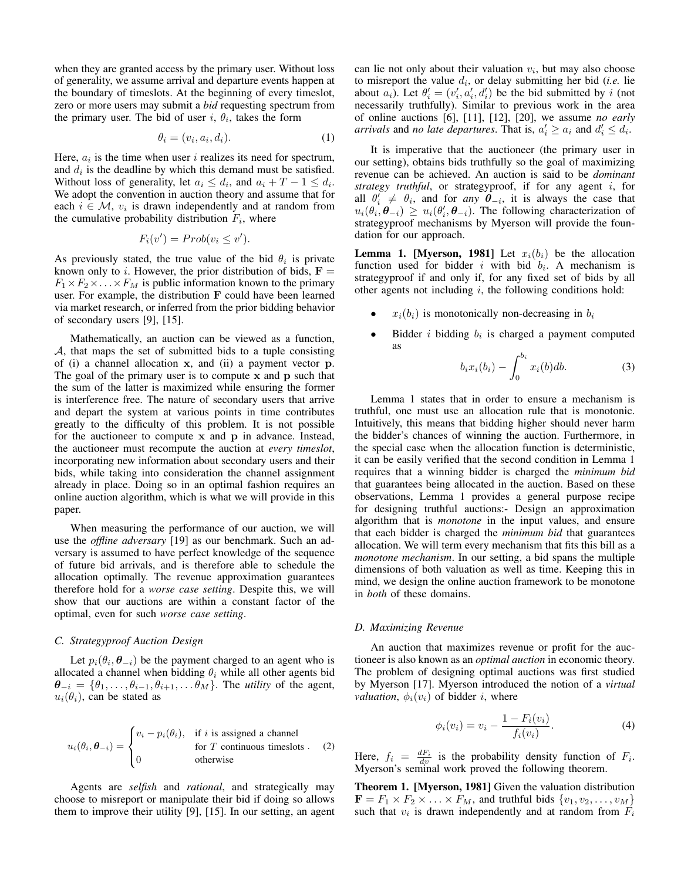when they are granted access by the primary user. Without loss of generality, we assume arrival and departure events happen at the boundary of timeslots. At the beginning of every timeslot, zero or more users may submit a *bid* requesting spectrum from the primary user. The bid of user $i$, $\theta_i$, takes the form

$$\theta_i = (v_i, a_i, d_i). \tag{1}$$

Here, $a_i$ is the time when user $i$ realizes its need for spectrum, and $d_i$ is the deadline by which this demand must be satisfied. Without loss of generality, let $a_i \leq d_i$, and $a_i + T - 1 \leq d_i$. We adopt the convention in auction theory and assume that for each $i \in \mathcal{M}$, $v_i$ is drawn independently and at random from the cumulative probability distribution $F_i$, where

$$F_i(v') = Prob(v_i \leq v').$$

As previously stated, the true value of the bid $\theta_i$ is private known only to $i$. However, the prior distribution of bids, $\mathbf{F} = F_1 \times F_2 \times \ldots \times F_M$ is public information known to the primary user. For example, the distribution $\mathbf{F}$ could have been learned via market research, or inferred from the prior bidding behavior of secondary users [9], [15].

Mathematically, an auction can be viewed as a function, $\mathcal{A}$, that maps the set of submitted bids to a tuple consisting of (i) a channel allocation $\mathbf{x}$, and (ii) a payment vector $\mathbf{p}$. The goal of the primary user is to compute $\mathbf{x}$ and $\mathbf{p}$ such that the sum of the latter is maximized while ensuring the former is interference free. The nature of secondary users that arrive and depart the system at various points in time contributes greatly to the difficulty of this problem. It is not possible for the auctioneer to compute $\mathbf{x}$ and $\mathbf{p}$ in advance. Instead, the auctioneer must recompute the auction at *every timeslot*, incorporating new information about secondary users and their bids, while taking into consideration the channel assignment already in place. Doing so in an optimal fashion requires an online auction algorithm, which is what we will provide in this paper.

When measuring the performance of our auction, we will use the *offline adversary* [19] as our benchmark. Such an adversary is assumed to have perfect knowledge of the sequence of future bid arrivals, and is therefore able to schedule the allocation optimally. The revenue approximation guarantees therefore hold for a *worse case setting*. Despite this, we will show that our auctions are within a constant factor of the optimal, even for such *worse case setting*.

### C. Strategyproof Auction Design

Let $p_i(\theta_i, \boldsymbol{\theta}_{-i})$ be the payment charged to an agent who is allocated a channel when bidding $\theta_i$ while all other agents bid $\boldsymbol{\theta}_{-i} = \{\theta_1, \ldots, \theta_{i-1}, \theta_{i+1}, \ldots \theta_M\}$. The *utility* of the agent, $u_i(\theta_i)$, can be stated as

$$u_i(\theta_i, \boldsymbol{\theta}_{-i}) = \begin{cases} v_i - p_i(\theta_i), & \text{if } i \text{ is assigned a channel} \\ & \text{for } T \text{ continuous timeslots} . \\ 0 & \text{otherwise} \end{cases} \tag{2}$$

Agents are *selfish* and *rational*, and strategically may choose to misreport or manipulate their bid if doing so allows them to improve their utility [9], [15]. In our setting, an agent can lie not only about their valuation $v_i$, but may also choose to misreport the value $d_i$, or delay submitting her bid (*i.e.* lie about $a_i$). Let $\theta_i' = (v_i', a_i', d_i')$ be the bid submitted by $i$ (not necessarily truthfully). Similar to previous work in the area of online auctions [6], [11], [12], [20], we assume *no early arrivals* and *no late departures*. That is, $a_i' \geq a_i$ and $d_i' \leq d_i$.

It is imperative that the auctioneer (the primary user in our setting), obtains bids truthfully so the goal of maximizing revenue can be achieved. An auction is said to be *dominant strategy truthful*, or strategyproof, if for any agent $i$, for all $\theta_i' \neq \theta_i$, and for *any* $\boldsymbol{\theta}_{-i}$, it is always the case that $u_i(\theta_i, \boldsymbol{\theta}_{-i}) \geq u_i(\theta_i', \boldsymbol{\theta}_{-i})$. The following characterization of strategyproof mechanisms by Myerson will provide the foundation for our approach.

**Lemma 1. [Myerson, 1981]** Let $x_i(b_i)$ be the allocation function used for bidder $i$ with bid $b_i$. A mechanism is strategyproof if and only if, for any fixed set of bids by all other agents not including $i$, the following conditions hold:

- $x_i(b_i)$ is monotonically non-decreasing in $b_i$
- Bidder $i$ bidding $b_i$ is charged a payment computed as

$$b_i x_i(b_i) - \int_0^{b_i} x_i(b) db. \tag{3}$$

Lemma 1 states that in order to ensure a mechanism is truthful, one must use an allocation rule that is monotonic. Intuitively, this means that bidding higher should never harm the bidder's chances of winning the auction. Furthermore, in the special case when the allocation function is deterministic, it can be easily verified that the second condition in Lemma 1 requires that a winning bidder is charged the *minimum bid* that guarantees being allocated in the auction. Based on these observations, Lemma 1 provides a general purpose recipe for designing truthful auctions:- Design an approximation algorithm that is *monotone* in the input values, and ensure that each bidder is charged the *minimum bid* that guarantees allocation. We will term every mechanism that fits this bill as a *monotone mechanism*. In our setting, a bid spans the multiple dimensions of both valuation as well as time. Keeping this in mind, we design the online auction framework to be monotone in *both* of these domains.

### D. Maximizing Revenue

An auction that maximizes revenue or profit for the auctioneer is also known as an *optimal auction* in economic theory. The problem of designing optimal auctions was first studied by Myerson [17]. Myerson introduced the notion of a *virtual valuation*, $\phi_i(v_i)$ of bidder $i$, where

$$\phi_i(v_i) = v_i - \frac{1 - F_i(v_i)}{f_i(v_i)}. \tag{4}$$

Here, $f_i = \frac{dF_i}{dv}$ is the probability density function of $F_i$. Myerson's seminal work proved the following theorem.

**Theorem 1. [Myerson, 1981]** Given the valuation distribution $\mathbf{F} = F_1 \times F_2 \times \ldots \times F_M$, and truthful bids $\{v_1, v_2, \ldots, v_M\}$ such that $v_i$ is drawn independently and at random from $F_i$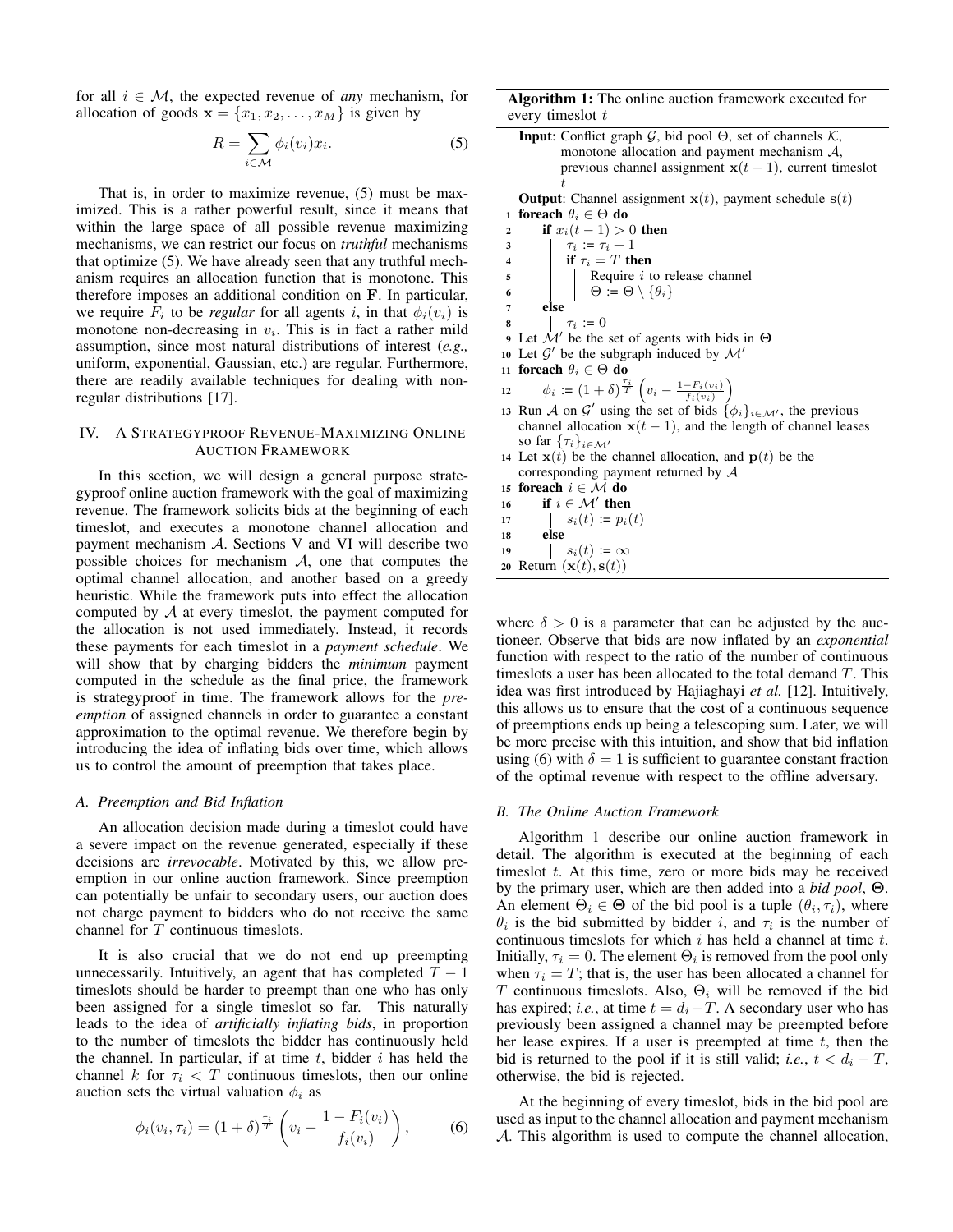for all $i \in \mathcal{M}$, the expected revenue of *any* mechanism, for allocation of goods $\mathbf{x} = \{x_1, x_2, \ldots, x_M\}$ is given by

$$R = \sum_{i \in \mathcal{M}} \phi_i(v_i) x_i. \tag{5}$$

That is, in order to maximize revenue, (5) must be maximized. This is a rather powerful result, since it means that within the large space of all possible revenue maximizing mechanisms, we can restrict our focus on *truthful* mechanisms that optimize (5). We have already seen that any truthful mechanism requires an allocation function that is monotone. This therefore imposes an additional condition on $\mathbf{F}$. In particular, we require $F_i$ to be *regular* for all agents $i$, in that $\phi_i(v_i)$ is monotone non-decreasing in $v_i$. This is in fact a rather mild assumption, since most natural distributions of interest (*e.g.,* uniform, exponential, Gaussian, etc.) are regular. Furthermore, there are readily available techniques for dealing with non-regular distributions [17].

## IV. A Strategyproof Revenue-Maximizing Online Auction Framework

In this section, we will design a general purpose strategyproof online auction framework with the goal of maximizing revenue. The framework solicits bids at the beginning of each timeslot, and executes a monotone channel allocation and payment mechanism $\mathcal{A}$. Sections V and VI will describe two possible choices for mechanism $\mathcal{A}$, one that computes the optimal channel allocation, and another based on a greedy heuristic. While the framework puts into effect the allocation computed by $\mathcal{A}$ at every timeslot, the payment computed for the allocation is not used immediately. Instead, it records these payments for each timeslot in a *payment schedule*. We will show that by charging bidders the *minimum* payment computed in the schedule as the final price, the framework is strategyproof in time. The framework allows for the *preemption* of assigned channels in order to guarantee a constant approximation to the optimal revenue. We therefore begin by introducing the idea of inflating bids over time, which allows us to control the amount of preemption that takes place.

### A. Preemption and Bid Inflation

An allocation decision made during a timeslot could have a severe impact on the revenue generated, especially if these decisions are *irrevocable*. Motivated by this, we allow preemption in our online auction framework. Since preemption can potentially be unfair to secondary users, our auction does not charge payment to bidders who do not receive the same channel for $T$ continuous timeslots.

It is also crucial that we do not end up preempting unnecessarily. Intuitively, an agent that has completed $T-1$ timeslots should be harder to preempt than one who has only been assigned for a single timeslot so far. This naturally leads to the idea of *artificially inflating bids*, in proportion to the number of timeslots the bidder has continuously held the channel. In particular, if at time $t$, bidder $i$ has held the channel $k$ for $\tau_i < T$ continuous timeslots, then our online auction sets the virtual valuation $\phi_i$ as

$$\phi_i(v_i, \tau_i) = (1+\delta)^{\frac{\tau_i}{T}} \left( v_i - \frac{1 - F_i(v_i)}{f_i(v_i)} \right), \tag{6}$$

**Algorithm 1:** The online auction framework executed for every timeslot $t$

```
Input: Conflict graph G, bid pool Θ, set of channels K,
       monotone allocation and payment mechanism A,
       previous channel assignment x(t−1), current timeslot t
Output: Channel assignment x(t), payment schedule s(t)
1  foreach θ_i ∈ Θ do
2      if x_i(t−1) > 0 then
3          τ_i := τ_i + 1
4          if τ_i = T then
5              Require i to release channel
6              Θ := Θ \ {θ_i}
7      else
8          τ_i := 0
9  Let M' be the set of agents with bids in Θ
10 Let G' be the subgraph induced by M'
11 foreach θ_i ∈ Θ do
12     φ_i := (1+δ)^(τ_i/T) (v_i − (1−F_i(v_i))/f_i(v_i))
13 Run A on G' using the set of bids {φ_i}_{i∈M'}, the previous
   channel allocation x(t−1), and the length of channel leases
   so far {τ_i}_{i∈M'}
14 Let x(t) be the channel allocation, and p(t) be the
   corresponding payment returned by A
15 foreach i ∈ M do
16     if i ∈ M' then
17         s_i(t) := p_i(t)
18     else
19         s_i(t) := ∞
20 Return (x(t), s(t))
```

where $\delta > 0$ is a parameter that can be adjusted by the auctioneer. Observe that bids are now inflated by an *exponential* function with respect to the ratio of the number of continuous timeslots a user has been allocated to the total demand $T$. This idea was first introduced by Hajiaghayi *et al.* [12]. Intuitively, this allows us to ensure that the cost of a continuous sequence of preemptions ends up being a telescoping sum. Later, we will be more precise with this intuition, and show that bid inflation using (6) with $\delta = 1$ is sufficient to guarantee constant fraction of the optimal revenue with respect to the offline adversary.

### B. The Online Auction Framework

Algorithm 1 describe our online auction framework in detail. The algorithm is executed at the beginning of each timeslot $t$. At this time, zero or more bids may be received by the primary user, which are then added into a *bid pool*, $\mathbf{\Theta}$. An element $\Theta_i \in \mathbf{\Theta}$ of the bid pool is a tuple $(\theta_i, \tau_i)$, where $\theta_i$ is the bid submitted by bidder $i$, and $\tau_i$ is the number of continuous timeslots for which $i$ has held a channel at time $t$. Initially, $\tau_i = 0$. The element $\Theta_i$ is removed from the pool only when $\tau_i = T$; that is, the user has been allocated a channel for $T$ continuous timeslots. Also, $\Theta_i$ will be removed if the bid has expired; *i.e.*, at time $t = d_i - T$. A secondary user who has previously been assigned a channel may be preempted before her lease expires. If a user is preempted at time $t$, then the bid is returned to the pool if it is still valid; *i.e.*, $t < d_i - T$, otherwise, the bid is rejected.

At the beginning of every timeslot, bids in the bid pool are used as input to the channel allocation and payment mechanism $\mathcal{A}$. This algorithm is used to compute the channel allocation,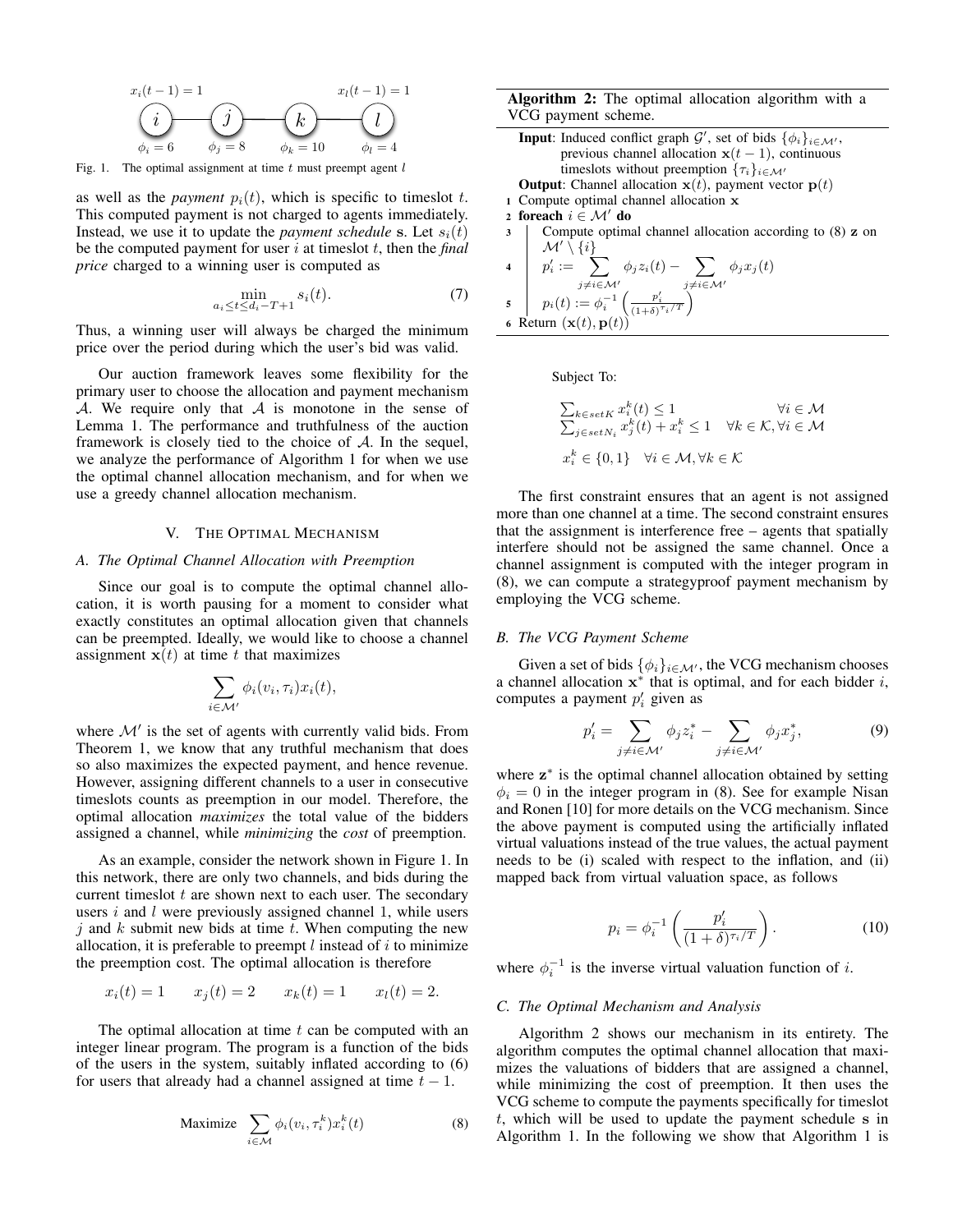Fig. 1. The optimal assignment at time $t$ must preempt agent $l$

as well as the *payment* $p_i(t)$, which is specific to timeslot $t$. This computed payment is not charged to agents immediately. Instead, we use it to update the *payment schedule* $\mathbf{s}$. Let $s_i(t)$ be the computed payment for user $i$ at timeslot $t$, then the *final price* charged to a winning user is computed as

$$\min_{a_i \le t \le d_i - T + 1} s_i(t). \tag{7}$$

Thus, a winning user will always be charged the minimum price over the period during which the user's bid was valid.

Our auction framework leaves some flexibility for the primary user to choose the allocation and payment mechanism $\mathcal{A}$. We require only that $\mathcal{A}$ is monotone in the sense of Lemma 1. The performance and truthfulness of the auction framework is closely tied to the choice of $\mathcal{A}$. In the sequel, we analyze the performance of Algorithm 1 for when we use the optimal channel allocation mechanism, and for when we use a greedy channel allocation mechanism.

## V. The Optimal Mechanism

### A. The Optimal Channel Allocation with Preemption

Since our goal is to compute the optimal channel allocation, it is worth pausing for a moment to consider what exactly constitutes an optimal allocation given that channels can be preempted. Ideally, we would like to choose a channel assignment $\mathbf{x}(t)$ at time $t$ that maximizes

$$\sum_{i \in \mathcal{M}'} \phi_i(v_i, \tau_i) x_i(t),$$

where $\mathcal{M}'$ is the set of agents with currently valid bids. From Theorem 1, we know that any truthful mechanism that does so also maximizes the expected payment, and hence revenue. However, assigning different channels to a user in consecutive timeslots counts as preemption in our model. Therefore, the optimal allocation *maximizes* the total value of the bidders assigned a channel, while *minimizing* the *cost* of preemption.

As an example, consider the network shown in Figure 1. In this network, there are only two channels, and bids during the current timeslot $t$ are shown next to each user. The secondary users $i$ and $l$ were previously assigned channel 1, while users $j$ and $k$ submit new bids at time $t$. When computing the new allocation, it is preferable to preempt $l$ instead of $i$ to minimize the preemption cost. The optimal allocation is therefore

$$x_i(t) = 1 \qquad x_j(t) = 2 \qquad x_k(t) = 1 \qquad x_l(t) = 2.$$

The optimal allocation at time $t$ can be computed with an integer linear program. The program is a function of the bids of the users in the system, suitably inflated according to (6) for users that already had a channel assigned at time $t-1$.

$$\text{Maximize} \quad \sum_{i \in \mathcal{M}} \phi_i(v_i, \tau_i^k) x_i^k(t) \tag{8}$$

**Algorithm 2:** The optimal allocation algorithm with a VCG payment scheme.

**Input**: Induced conflict graph $\mathcal{G}'$, set of bids $\{\phi_i\}_{i \in \mathcal{M}'}$, previous channel allocation $\mathbf{x}(t-1)$, continuous timeslots without preemption $\{\tau_i\}_{i \in \mathcal{M}'}$

**Output**: Channel allocation $\mathbf{x}(t)$, payment vector $\mathbf{p}(t)$

1. Compute optimal channel allocation $\mathbf{x}$
2. **foreach** $i \in \mathcal{M}'$ **do**
3. Compute optimal channel allocation according to (8) $\mathbf{z}$ on $\mathcal{M}' \setminus \{i\}$
4. $p_i' := \sum_{j \neq i \in \mathcal{M}'} \phi_j z_i(t) - \sum_{j \neq i \in \mathcal{M}'} \phi_j x_j(t)$
5. $p_i(t) := \phi_i^{-1}\left(\frac{p_i'}{(1+\delta)^{\tau_i/T}}\right)$
6. Return $(\mathbf{x}(t), \mathbf{p}(t))$

Subject To:

$$\begin{aligned}
&\textstyle\sum_{k \in setK} x_i^k(t) \le 1 && \forall i \in \mathcal{M} \\
&\textstyle\sum_{j \in setN_i} x_j^k(t) + x_i^k \le 1 && \forall k \in \mathcal{K}, \forall i \in \mathcal{M} \\
&x_i^k \in \{0,1\} \quad \forall i \in \mathcal{M}, \forall k \in \mathcal{K}
\end{aligned}$$

The first constraint ensures that an agent is not assigned more than one channel at a time. The second constraint ensures that the assignment is interference free – agents that spatially interfere should not be assigned the same channel. Once a channel assignment is computed with the integer program in (8), we can compute a strategyproof payment mechanism by employing the VCG scheme.

### B. The VCG Payment Scheme

Given a set of bids $\{\phi_i\}_{i \in \mathcal{M}'}$, the VCG mechanism chooses a channel allocation $\mathbf{x}^*$ that is optimal, and for each bidder $i$, computes a payment $p_i'$ given as

$$p_i' = \sum_{j \neq i \in \mathcal{M}'} \phi_j z_i^* - \sum_{j \neq i \in \mathcal{M}'} \phi_j x_j^*, \tag{9}$$

where $\mathbf{z}^*$ is the optimal channel allocation obtained by setting $\phi_i = 0$ in the integer program in (8). See for example Nisan and Ronen [10] for more details on the VCG mechanism. Since the above payment is computed using the artificially inflated virtual valuations instead of the true values, the actual payment needs to be (i) scaled with respect to the inflation, and (ii) mapped back from virtual valuation space, as follows

$$p_i = \phi_i^{-1}\left(\frac{p_i'}{(1+\delta)^{\tau_i/T}}\right). \tag{10}$$

where $\phi_i^{-1}$ is the inverse virtual valuation function of $i$.

### C. The Optimal Mechanism and Analysis

Algorithm 2 shows our mechanism in its entirety. The algorithm computes the optimal channel allocation that maximizes the valuations of bidders that are assigned a channel, while minimizing the cost of preemption. It then uses the VCG scheme to compute the payments specifically for timeslot $t$, which will be used to update the payment schedule $\mathbf{s}$ in Algorithm 1. In the following we show that Algorithm 1 is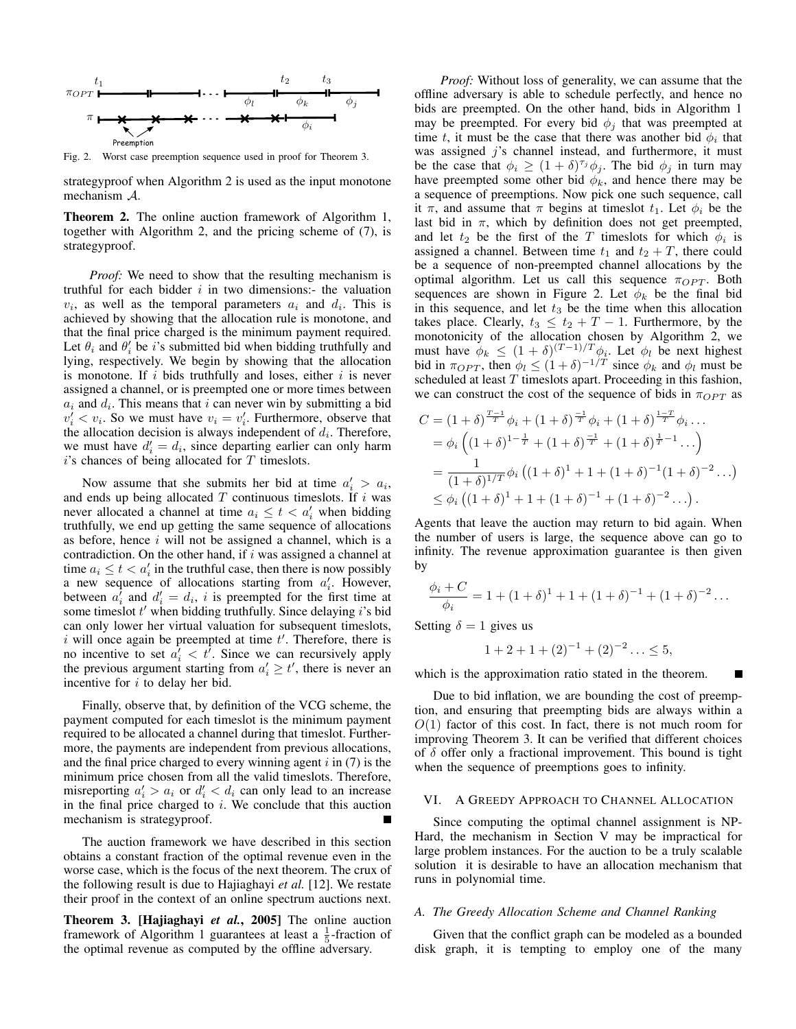Fig. 2. Worst case preemption sequence used in proof for Theorem 3.

strategyproof when Algorithm 2 is used as the input monotone mechanism $\mathcal{A}$.

**Theorem 2.** The online auction framework of Algorithm 1, together with Algorithm 2, and the pricing scheme of (7), is strategyproof.

*Proof:* We need to show that the resulting mechanism is truthful for each bidder $i$ in two dimensions:- the valuation $v_i$, as well as the temporal parameters $a_i$ and $d_i$. This is achieved by showing that the allocation rule is monotone, and that the final price charged is the minimum payment required. Let $\theta_i$ and $\theta_i'$ be $i$'s submitted bid when bidding truthfully and lying, respectively. We begin by showing that the allocation is monotone. If $i$ bids truthfully and loses, either $i$ is never assigned a channel, or is preempted one or more times between $a_i$ and $d_i$. This means that $i$ can never win by submitting a bid $v_i' < v_i$. So we must have $v_i = v_i'$. Furthermore, observe that the allocation decision is always independent of $d_i$. Therefore, we must have $d_i' = d_i$, since departing earlier can only harm $i$'s chances of being allocated for $T$ timeslots.

Now assume that she submits her bid at time $a_i' > a_i$, and ends up being allocated $T$ continuous timeslots. If $i$ was never allocated a channel at time $a_i \leq t < a_i'$ when bidding truthfully, we end up getting the same sequence of allocations as before, hence $i$ will not be assigned a channel, which is a contradiction. On the other hand, if $i$ was assigned a channel at time $a_i \leq t < a_i'$ in the truthful case, then there is now possibly a new sequence of allocations starting from $a_i'$. However, between $a_i'$ and $d_i' = d_i$, $i$ is preempted for the first time at some timeslot $t'$ when bidding truthfully. Since delaying $i$'s bid can only lower her virtual valuation for subsequent timeslots, $i$ will once again be preempted at time $t'$. Therefore, there is no incentive to set $a_i' < t'$. Since we can recursively apply the previous argument starting from $a_i' \geq t'$, there is never an incentive for $i$ to delay her bid.

Finally, observe that, by definition of the VCG scheme, the payment computed for each timeslot is the minimum payment required to be allocated a channel during that timeslot. Furthermore, the payments are independent from previous allocations, and the final price charged to every winning agent $i$ in (7) is the minimum price chosen from all the valid timeslots. Therefore, misreporting $a_i' > a_i$ or $d_i' < d_i$ can only lead to an increase in the final price charged to $i$. We conclude that this auction mechanism is strategyproof. ∎

The auction framework we have described in this section obtains a constant fraction of the optimal revenue even in the worse case, which is the focus of the next theorem. The crux of the following result is due to Hajiaghayi *et al.* [12]. We restate their proof in the context of an online spectrum auctions next.

**Theorem 3. [Hajiaghayi *et al.*, 2005]** The online auction framework of Algorithm 1 guarantees at least a $\frac{1}{5}$-fraction of the optimal revenue as computed by the offline adversary.

*Proof:* Without loss of generality, we can assume that the offline adversary is able to schedule perfectly, and hence no bids are preempted. On the other hand, bids in Algorithm 1 may be preempted. For every bid $\phi_j$ that was preempted at time $t$, it must be the case that there was another bid $\phi_i$ that was assigned $j$'s channel instead, and furthermore, it must be the case that $\phi_i \geq (1+\delta)^{\tau_j}\phi_j$. The bid $\phi_j$ in turn may have preempted some other bid $\phi_k$, and hence there may be a sequence of preemptions. Now pick one such sequence, call it $\pi$, and assume that $\pi$ begins at timeslot $t_1$. Let $\phi_i$ be the last bid in $\pi$, which by definition does not get preempted, and let $t_2$ be the first of the $T$ timeslots for which $\phi_i$ is assigned a channel. Between time $t_1$ and $t_2 + T$, there could be a sequence of non-preempted channel allocations by the optimal algorithm. Let us call this sequence $\pi_{OPT}$. Both sequences are shown in Figure 2. Let $\phi_k$ be the final bid in this sequence, and let $t_3$ be the time when this allocation takes place. Clearly, $t_3 \leq t_2 + T - 1$. Furthermore, by the monotonicity of the allocation chosen by Algorithm 2, we must have $\phi_k \leq (1+\delta)^{(T-1)/T}\phi_i$. Let $\phi_l$ be next highest bid in $\pi_{OPT}$, then $\phi_l \leq (1+\delta)^{-1/T}$ since $\phi_k$ and $\phi_l$ must be scheduled at least $T$ timeslots apart. Proceeding in this fashion, we can construct the cost of the sequence of bids in $\pi_{OPT}$ as

$$
\begin{aligned}
C &= (1+\delta)^{\frac{T-1}{T}}\phi_i + (1+\delta)^{\frac{-1}{T}}\phi_i + (1+\delta)^{\frac{1-T}{T}}\phi_i \dots \\
&= \phi_i\left((1+\delta)^{1-\frac{1}{T}} + (1+\delta)^{\frac{-1}{T}} + (1+\delta)^{\frac{1}{T}-1}\dots\right) \\
&= \frac{1}{(1+\delta)^{1/T}}\phi_i\left((1+\delta)^1 + 1 + (1+\delta)^{-1}(1+\delta)^{-2}\dots\right) \\
&\leq \phi_i\left((1+\delta)^1 + 1 + (1+\delta)^{-1} + (1+\delta)^{-2}\dots\right).
\end{aligned}
$$

Agents that leave the auction may return to bid again. When the number of users is large, the sequence above can go to infinity. The revenue approximation guarantee is then given by

$$
\frac{\phi_i + C}{\phi_i} = 1 + (1+\delta)^1 + 1 + (1+\delta)^{-1} + (1+\delta)^{-2}\dots
$$

Setting $\delta = 1$ gives us

$$
1 + 2 + 1 + (2)^{-1} + (2)^{-2}\dots \leq 5,
$$

which is the approximation ratio stated in the theorem. ∎

Due to bid inflation, we are bounding the cost of preemption, and ensuring that preempting bids are always within a $O(1)$ factor of this cost. In fact, there is not much room for improving Theorem 3. It can be verified that different choices of $\delta$ offer only a fractional improvement. This bound is tight when the sequence of preemptions goes to infinity.

## VI. A Greedy Approach to Channel Allocation

Since computing the optimal channel assignment is NP-Hard, the mechanism in Section V may be impractical for large problem instances. For the auction to be a truly scalable solution it is desirable to have an allocation mechanism that runs in polynomial time.

### A. The Greedy Allocation Scheme and Channel Ranking

Given that the conflict graph can be modeled as a bounded disk graph, it is tempting to employ one of the many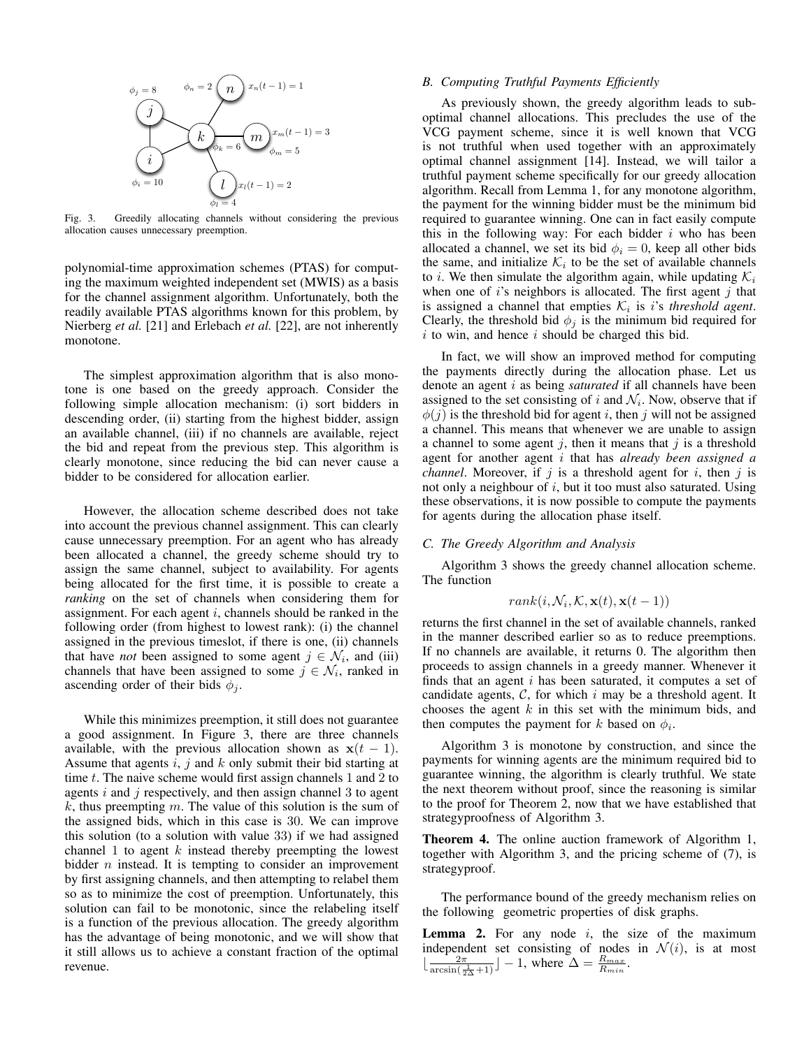Fig. 3. Greedily allocating channels without considering the previous allocation causes unnecessary preemption.

polynomial-time approximation schemes (PTAS) for computing the maximum weighted independent set (MWIS) as a basis for the channel assignment algorithm. Unfortunately, both the readily available PTAS algorithms known for this problem, by Nierberg *et al.* [21] and Erlebach *et al.* [22], are not inherently monotone.

The simplest approximation algorithm that is also monotone is one based on the greedy approach. Consider the following simple allocation mechanism: (i) sort bidders in descending order, (ii) starting from the highest bidder, assign an available channel, (iii) if no channels are available, reject the bid and repeat from the previous step. This algorithm is clearly monotone, since reducing the bid can never cause a bidder to be considered for allocation earlier.

However, the allocation scheme described does not take into account the previous channel assignment. This can clearly cause unnecessary preemption. For an agent who has already been allocated a channel, the greedy scheme should try to assign the same channel, subject to availability. For agents being allocated for the first time, it is possible to create a *ranking* on the set of channels when considering them for assignment. For each agent $i$, channels should be ranked in the following order (from highest to lowest rank): (i) the channel assigned in the previous timeslot, if there is one, (ii) channels that have *not* been assigned to some agent $j \in \mathcal{N}_i$, and (iii) channels that have been assigned to some $j \in \mathcal{N}_i$, ranked in ascending order of their bids $\phi_j$.

While this minimizes preemption, it still does not guarantee a good assignment. In Figure 3, there are three channels available, with the previous allocation shown as $\mathbf{x}(t-1)$. Assume that agents $i$, $j$ and $k$ only submit their bid starting at time $t$. The naive scheme would first assign channels 1 and 2 to agents $i$ and $j$ respectively, and then assign channel 3 to agent $k$, thus preempting $m$. The value of this solution is the sum of the assigned bids, which in this case is 30. We can improve this solution (to a solution with value 33) if we had assigned channel 1 to agent $k$ instead thereby preempting the lowest bidder $n$ instead. It is tempting to consider an improvement by first assigning channels, and then attempting to relabel them so as to minimize the cost of preemption. Unfortunately, this solution can fail to be monotonic, since the relabeling itself is a function of the previous allocation. The greedy algorithm has the advantage of being monotonic, and we will show that it still allows us to achieve a constant fraction of the optimal revenue.

### B. Computing Truthful Payments Efficiently

As previously shown, the greedy algorithm leads to sub-optimal channel allocations. This precludes the use of the VCG payment scheme, since it is well known that VCG is not truthful when used together with an approximately optimal channel assignment [14]. Instead, we will tailor a truthful payment scheme specifically for our greedy allocation algorithm. Recall from Lemma 1, for any monotone algorithm, the payment for the winning bidder must be the minimum bid required to guarantee winning. One can in fact easily compute this in the following way: For each bidder $i$ who has been allocated a channel, we set its bid $\phi_i = 0$, keep all other bids the same, and initialize $\mathcal{K}_i$ to be the set of available channels to $i$. We then simulate the algorithm again, while updating $\mathcal{K}_i$ when one of $i$'s neighbors is allocated. The first agent $j$ that is assigned a channel that empties $\mathcal{K}_i$ is $i$'s *threshold agent*. Clearly, the threshold bid $\phi_j$ is the minimum bid required for $i$ to win, and hence $i$ should be charged this bid.

In fact, we will show an improved method for computing the payments directly during the allocation phase. Let us denote an agent $i$ as being *saturated* if all channels have been assigned to the set consisting of $i$ and $\mathcal{N}_i$. Now, observe that if $\phi(j)$ is the threshold bid for agent $i$, then $j$ will not be assigned a channel. This means that whenever we are unable to assign a channel to some agent $j$, then it means that $j$ is a threshold agent for another agent $i$ that has *already been assigned a channel*. Moreover, if $j$ is a threshold agent for $i$, then $j$ is not only a neighbour of $i$, but it too must also saturated. Using these observations, it is now possible to compute the payments for agents during the allocation phase itself.

### C. The Greedy Algorithm and Analysis

Algorithm 3 shows the greedy channel allocation scheme. The function

$$rank(i, \mathcal{N}_i, \mathcal{K}, \mathbf{x}(t), \mathbf{x}(t-1))$$

returns the first channel in the set of available channels, ranked in the manner described earlier so as to reduce preemptions. If no channels are available, it returns 0. The algorithm then proceeds to assign channels in a greedy manner. Whenever it finds that an agent $i$ has been saturated, it computes a set of candidate agents, $\mathcal{C}$, for which $i$ may be a threshold agent. It chooses the agent $k$ in this set with the minimum bids, and then computes the payment for $k$ based on $\phi_i$.

Algorithm 3 is monotone by construction, and since the payments for winning agents are the minimum required bid to guarantee winning, the algorithm is clearly truthful. We state the next theorem without proof, since the reasoning is similar to the proof for Theorem 2, now that we have established that strategyproofness of Algorithm 3.

**Theorem 4.** The online auction framework of Algorithm 1, together with Algorithm 3, and the pricing scheme of (7), is strategyproof.

The performance bound of the greedy mechanism relies on the following geometric properties of disk graphs.

**Lemma 2.** For any node $i$, the size of the maximum independent set consisting of nodes in $\mathcal{N}(i)$, is at most $\lfloor \frac{2\pi}{\arcsin(\frac{1}{2\Delta}+1)} \rfloor - 1$, where $\Delta = \frac{R_{max}}{R_{min}}$.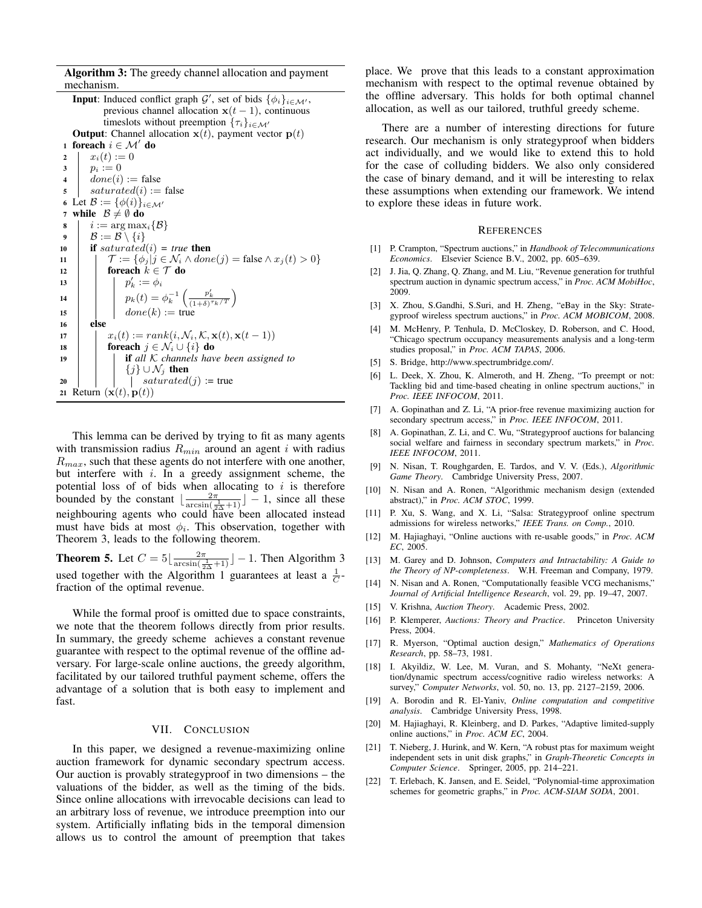**Algorithm 3:** The greedy channel allocation and payment mechanism.

```
Input: Induced conflict graph G', set of bids {φ_i}_{i∈M'},
       previous channel allocation x(t − 1), continuous
       timeslots without preemption {τ_i}_{i∈M'}
Output: Channel allocation x(t), payment vector p(t)
1  foreach i ∈ M' do
2      x_i(t) := 0
3      p_i := 0
4      done(i) := false
5      saturated(i) := false
6  Let B := {φ(i)}_{i∈M'}
7  while B ≠ ∅ do
8      i := arg max_i{B}
9      B := B \ {i}
10     if saturated(i) = true then
11         T := {φ_j | j ∈ N_i ∧ done(j) = false ∧ x_j(t) > 0}
12         foreach k ∈ T do
13             p'_k := φ_i
14             p_k(t) = φ_k^{-1}( p'_k / (1+δ)^{τ_k/T} )
15             done(k) := true
16     else
17         x_i(t) := rank(i, N_i, K, x(t), x(t − 1))
18         foreach j ∈ N_i ∪ {i} do
19             if all K channels have been assigned to
               {j} ∪ N_j then
20                 saturated(j) := true
21 Return (x(t), p(t))
```

This lemma can be derived by trying to fit as many agents with transmission radius $R_{min}$ around an agent $i$ with radius $R_{max}$, such that these agents do not interfere with one another, but interfere with $i$. In a greedy assignment scheme, the potential loss of of bids when allocating to $i$ is therefore bounded by the constant $\lfloor \frac{2\pi}{\arcsin(\frac{1}{2\Delta}+1)} \rfloor - 1$, since all these neighbouring agents who could have been allocated instead must have bids at most $\phi_i$. This observation, together with Theorem 3, leads to the following theorem.

**Theorem 5.** Let $C = 5\lfloor \frac{2\pi}{\arcsin(\frac{1}{2\Delta}+1)} \rfloor - 1$. Then Algorithm 3 used together with the Algorithm 1 guarantees at least a $\frac{1}{C}$-fraction of the optimal revenue.

While the formal proof is omitted due to space constraints, we note that the theorem follows directly from prior results. In summary, the greedy scheme achieves a constant revenue guarantee with respect to the optimal revenue of the offline adversary. For large-scale online auctions, the greedy algorithm, facilitated by our tailored truthful payment scheme, offers the advantage of a solution that is both easy to implement and fast.

## VII. Conclusion

In this paper, we designed a revenue-maximizing online auction framework for dynamic secondary spectrum access. Our auction is provably strategyproof in two dimensions – the valuations of the bidder, as well as the timing of the bids. Since online allocations with irrevocable decisions can lead to an arbitrary loss of revenue, we introduce preemption into our system. Artificially inflating bids in the temporal dimension allows us to control the amount of preemption that takes place. We prove that this leads to a constant approximation mechanism with respect to the optimal revenue obtained by the offline adversary. This holds for both optimal channel allocation, as well as our tailored, truthful greedy scheme.

There are a number of interesting directions for future research. Our mechanism is only strategyproof when bidders act individually, and we would like to extend this to hold for the case of colluding bidders. We also only considered the case of binary demand, and it will be interesting to relax these assumptions when extending our framework. We intend to explore these ideas in future work.

## References

[1] P. Crampton, "Spectrum auctions," in *Handbook of Telecommunications Economics*. Elsevier Science B.V., 2002, pp. 605–639.

[2] J. Jia, Q. Zhang, Q. Zhang, and M. Liu, "Revenue generation for truthful spectrum auction in dynamic spectrum access," in *Proc. ACM MobiHoc*, 2009.

[3] X. Zhou, S.Gandhi, S.Suri, and H. Zheng, "eBay in the Sky: Strategyproof wireless spectrum auctions," in *Proc. ACM MOBICOM*, 2008.

[4] M. McHenry, P. Tenhula, D. McCloskey, D. Roberson, and C. Hood, "Chicago spectrum occupancy measurements analysis and a long-term studies proposal," in *Proc. ACM TAPAS*, 2006.

[5] S. Bridge, http://www.spectrumbridge.com/.

[6] L. Deek, X. Zhou, K. Almeroth, and H. Zheng, "To preempt or not: Tackling bid and time-based cheating in online spectrum auctions," in *Proc. IEEE INFOCOM*, 2011.

[7] A. Gopinathan and Z. Li, "A prior-free revenue maximizing auction for secondary spectrum access," in *Proc. IEEE INFOCOM*, 2011.

[8] A. Gopinathan, Z. Li, and C. Wu, "Strategyproof auctions for balancing social welfare and fairness in secondary spectrum markets," in *Proc. IEEE INFOCOM*, 2011.

[9] N. Nisan, T. Roughgarden, E. Tardos, and V. V. (Eds.), *Algorithmic Game Theory*. Cambridge University Press, 2007.

[10] N. Nisan and A. Ronen, "Algorithmic mechanism design (extended abstract)," in *Proc. ACM STOC*, 1999.

[11] P. Xu, S. Wang, and X. Li, "Salsa: Strategyproof online spectrum admissions for wireless networks," *IEEE Trans. on Comp.*, 2010.

[12] M. Hajiaghayi, "Online auctions with re-usable goods," in *Proc. ACM EC*, 2005.

[13] M. Garey and D. Johnson, *Computers and Intractability: A Guide to the Theory of NP-completeness*. W.H. Freeman and Company, 1979.

[14] N. Nisan and A. Ronen, "Computationally feasible VCG mechanisms," *Journal of Artificial Intelligence Research*, vol. 29, pp. 19–47, 2007.

[15] V. Krishna, *Auction Theory*. Academic Press, 2002.

[16] P. Klemperer, *Auctions: Theory and Practice*. Princeton University Press, 2004.

[17] R. Myerson, "Optimal auction design," *Mathematics of Operations Research*, pp. 58–73, 1981.

[18] I. Akyildiz, W. Lee, M. Vuran, and S. Mohanty, "NeXt generation/dynamic spectrum access/cognitive radio wireless networks: A survey," *Computer Networks*, vol. 50, no. 13, pp. 2127–2159, 2006.

[19] A. Borodin and R. El-Yaniv, *Online computation and competitive analysis*. Cambridge University Press, 1998.

[20] M. Hajiaghayi, R. Kleinberg, and D. Parkes, "Adaptive limited-supply online auctions," in *Proc. ACM EC*, 2004.

[21] T. Nieberg, J. Hurink, and W. Kern, "A robust ptas for maximum weight independent sets in unit disk graphs," in *Graph-Theoretic Concepts in Computer Science*. Springer, 2005, pp. 214–221.

[22] T. Erlebach, K. Jansen, and E. Seidel, "Polynomial-time approximation schemes for geometric graphs," in *Proc. ACM-SIAM SODA*, 2001.